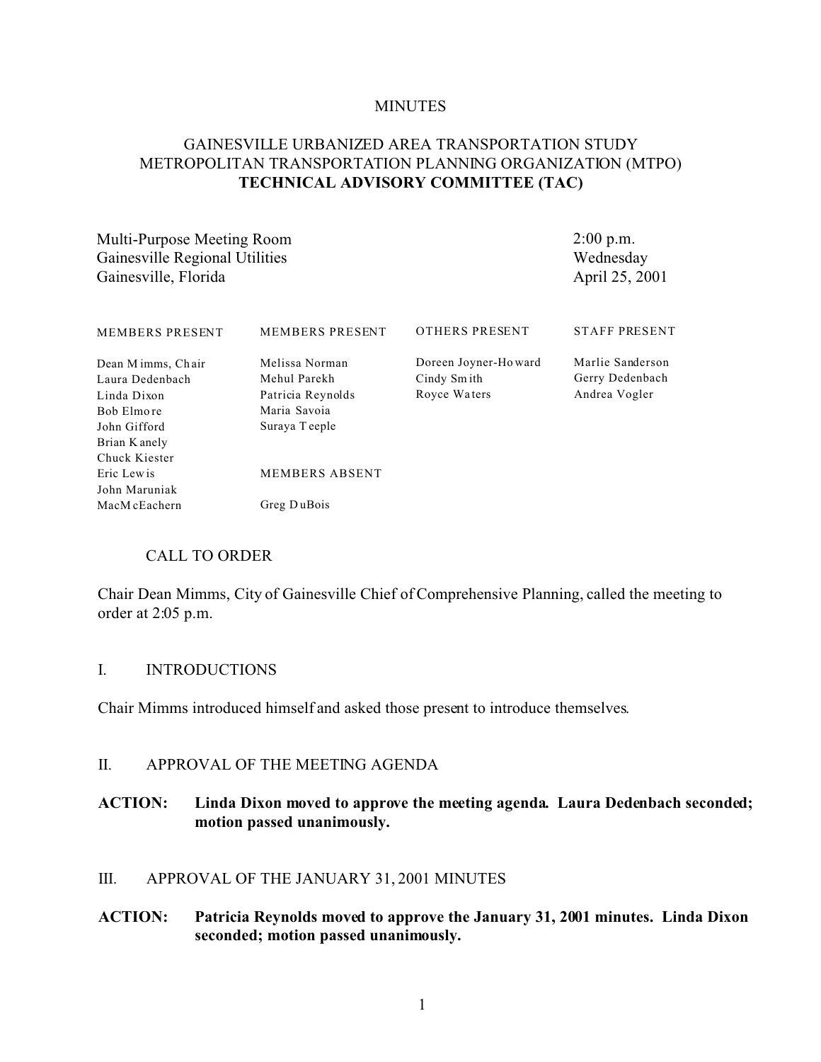MINUTES

# GAINESVILLE URBANIZED AREA TRANSPORTATION STUDY METROPOLITAN TRANSPORTATION PLANNING ORGANIZATION (MTPO) **TECHNICAL ADVISORY COMMITTEE (TAC)**

| | |
|---|---|
| Multi-Purpose Meeting Room | 2:00 p.m. |
| Gainesville Regional Utilities | Wednesday |
| Gainesville, Florida | April 25, 2001 |

| MEMBERS PRESENT | MEMBERS PRESENT | OTHERS PRESENT | STAFF PRESENT |
|---|---|---|---|
| Dean Mimms, Chair | Melissa Norman | Doreen Joyner-Howard | Marlie Sanderson |
| Laura Dedenbach | Mehul Parekh | Cindy Smith | Gerry Dedenbach |
| Linda Dixon | Patricia Reynolds | Royce Waters | Andrea Vogler |
| Bob Elmore | Maria Savoia | | |
| John Gifford | Suraya Teeple | | |
| Brian Kanely | | | |
| Chuck Kiester | | | |
| Eric Lewis | MEMBERS ABSENT | | |
| John Maruniak | | | |
| MacMcEachern | Greg DuBois | | |

CALL TO ORDER

Chair Dean Mimms, City of Gainesville Chief of Comprehensive Planning, called the meeting to order at 2:05 p.m.

## I. INTRODUCTIONS

Chair Mimms introduced himself and asked those present to introduce themselves.

## II. APPROVAL OF THE MEETING AGENDA

**ACTION: Linda Dixon moved to approve the meeting agenda. Laura Dedenbach seconded; motion passed unanimously.**

## III. APPROVAL OF THE JANUARY 31, 2001 MINUTES

**ACTION: Patricia Reynolds moved to approve the January 31, 2001 minutes. Linda Dixon seconded; motion passed unanimously.**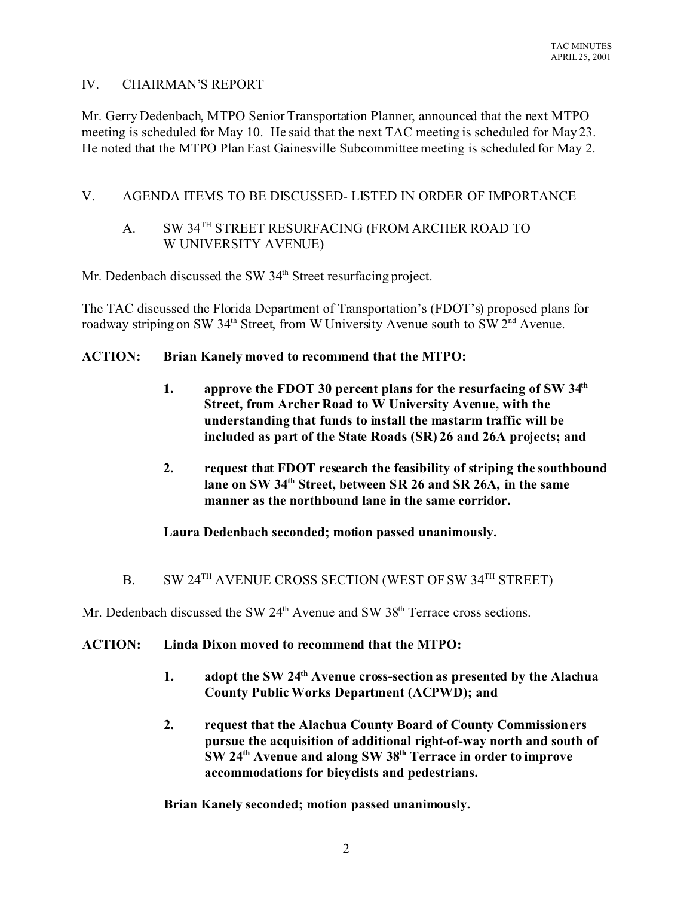## IV. CHAIRMAN'S REPORT

Mr. Gerry Dedenbach, MTPO Senior Transportation Planner, announced that the next MTPO meeting is scheduled for May 10. He said that the next TAC meeting is scheduled for May 23. He noted that the MTPO Plan East Gainesville Subcommittee meeting is scheduled for May 2.

## V. AGENDA ITEMS TO BE DISCUSSED- LISTED IN ORDER OF IMPORTANCE

### A. SW 34TH STREET RESURFACING (FROM ARCHER ROAD TO W UNIVERSITY AVENUE)

Mr. Dedenbach discussed the SW 34th Street resurfacing project.

The TAC discussed the Florida Department of Transportation's (FDOT's) proposed plans for roadway striping on SW 34th Street, from W University Avenue south to SW 2nd Avenue.

**ACTION: Brian Kanely moved to recommend that the MTPO:**

1. **approve the FDOT 30 percent plans for the resurfacing of SW 34th Street, from Archer Road to W University Avenue, with the understanding that funds to install the mastarm traffic will be included as part of the State Roads (SR) 26 and 26A projects; and**
2. **request that FDOT research the feasibility of striping the southbound lane on SW 34th Street, between SR 26 and SR 26A, in the same manner as the northbound lane in the same corridor.**

**Laura Dedenbach seconded; motion passed unanimously.**

### B. SW 24TH AVENUE CROSS SECTION (WEST OF SW 34TH STREET)

Mr. Dedenbach discussed the SW 24th Avenue and SW 38th Terrace cross sections.

**ACTION: Linda Dixon moved to recommend that the MTPO:**

1. **adopt the SW 24th Avenue cross-section as presented by the Alachua County Public Works Department (ACPWD); and**
2. **request that the Alachua County Board of County Commissioners pursue the acquisition of additional right-of-way north and south of SW 24th Avenue and along SW 38th Terrace in order to improve accommodations for bicyclists and pedestrians.**

**Brian Kanely seconded; motion passed unanimously.**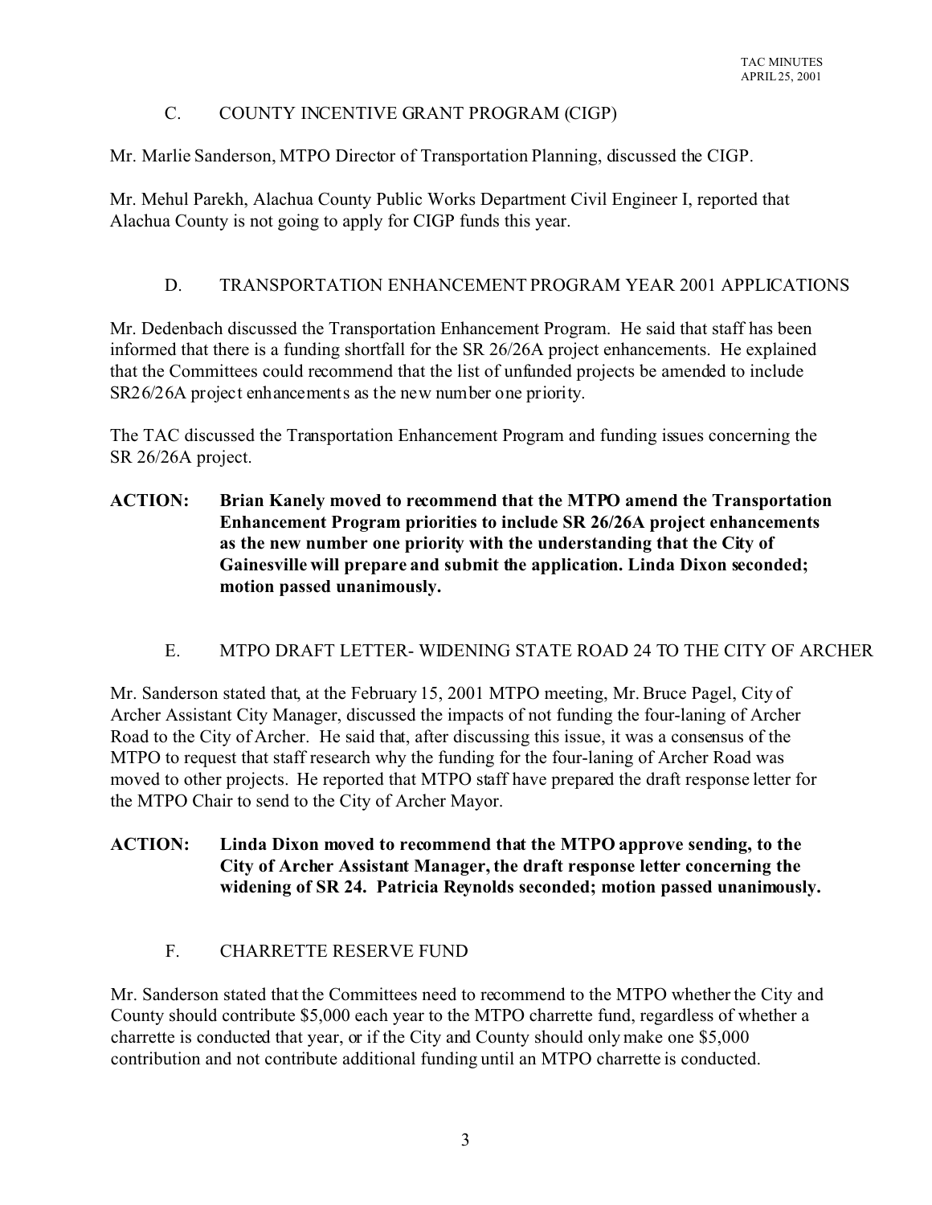### C. COUNTY INCENTIVE GRANT PROGRAM (CIGP)

Mr. Marlie Sanderson, MTPO Director of Transportation Planning, discussed the CIGP.

Mr. Mehul Parekh, Alachua County Public Works Department Civil Engineer I, reported that Alachua County is not going to apply for CIGP funds this year.

### D. TRANSPORTATION ENHANCEMENT PROGRAM YEAR 2001 APPLICATIONS

Mr. Dedenbach discussed the Transportation Enhancement Program. He said that staff has been informed that there is a funding shortfall for the SR 26/26A project enhancements. He explained that the Committees could recommend that the list of unfunded projects be amended to include SR26/26A project enhancements as the new number one priority.

The TAC discussed the Transportation Enhancement Program and funding issues concerning the SR 26/26A project.

**ACTION: Brian Kanely moved to recommend that the MTPO amend the Transportation Enhancement Program priorities to include SR 26/26A project enhancements as the new number one priority with the understanding that the City of Gainesville will prepare and submit the application. Linda Dixon seconded; motion passed unanimously.**

### E. MTPO DRAFT LETTER- WIDENING STATE ROAD 24 TO THE CITY OF ARCHER

Mr. Sanderson stated that, at the February 15, 2001 MTPO meeting, Mr. Bruce Pagel, City of Archer Assistant City Manager, discussed the impacts of not funding the four-laning of Archer Road to the City of Archer. He said that, after discussing this issue, it was a consensus of the MTPO to request that staff research why the funding for the four-laning of Archer Road was moved to other projects. He reported that MTPO staff have prepared the draft response letter for the MTPO Chair to send to the City of Archer Mayor.

**ACTION: Linda Dixon moved to recommend that the MTPO approve sending, to the City of Archer Assistant Manager, the draft response letter concerning the widening of SR 24. Patricia Reynolds seconded; motion passed unanimously.**

### F. CHARRETTE RESERVE FUND

Mr. Sanderson stated that the Committees need to recommend to the MTPO whether the City and County should contribute $5,000 each year to the MTPO charrette fund, regardless of whether a charrette is conducted that year, or if the City and County should only make one $5,000 contribution and not contribute additional funding until an MTPO charrette is conducted.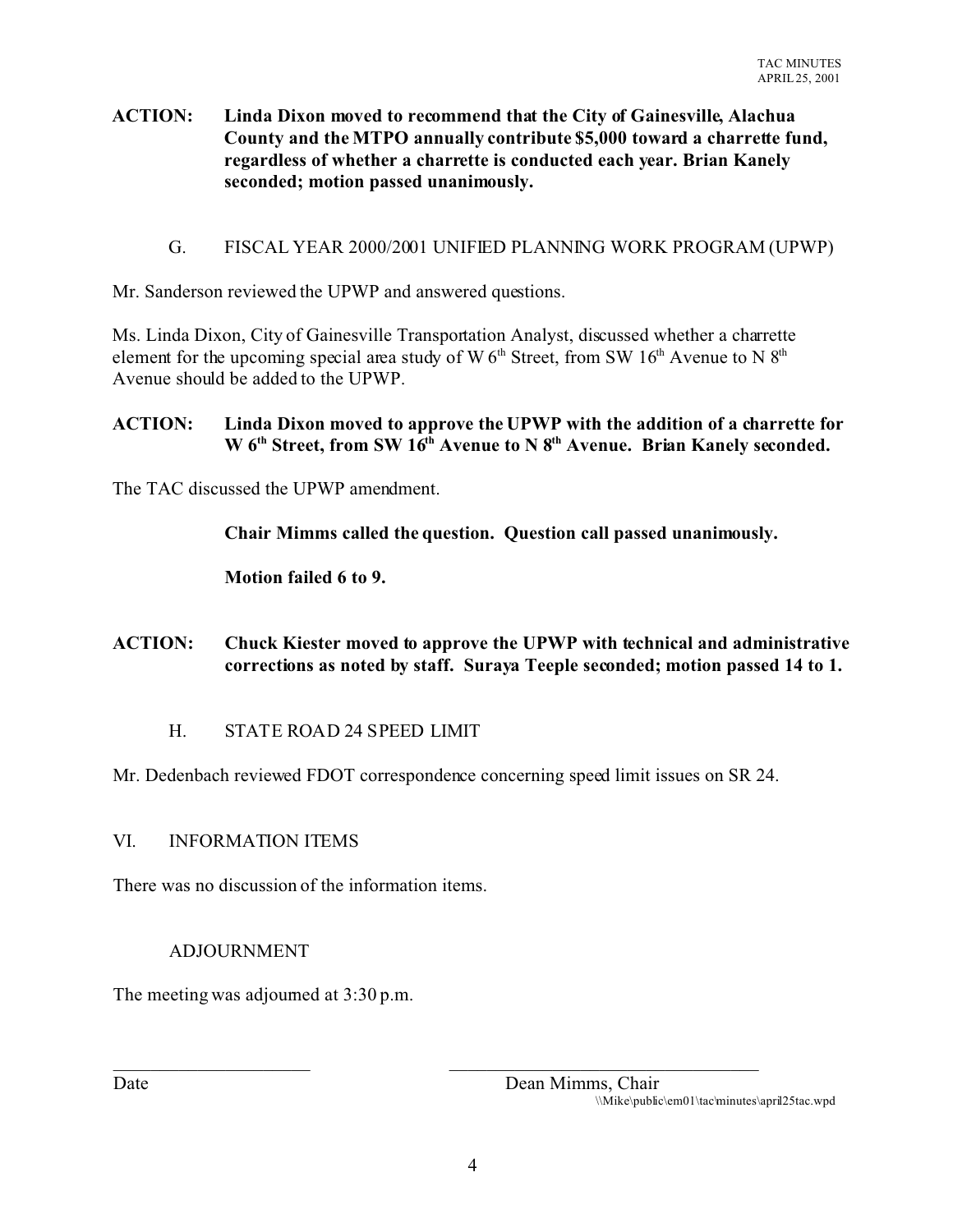**ACTION: Linda Dixon moved to recommend that the City of Gainesville, Alachua County and the MTPO annually contribute $5,000 toward a charrette fund, regardless of whether a charrette is conducted each year. Brian Kanely seconded; motion passed unanimously.**

G. FISCAL YEAR 2000/2001 UNIFIED PLANNING WORK PROGRAM (UPWP)

Mr. Sanderson reviewed the UPWP and answered questions.

Ms. Linda Dixon, City of Gainesville Transportation Analyst, discussed whether a charrette element for the upcoming special area study of W 6th Street, from SW 16th Avenue to N 8th Avenue should be added to the UPWP.

**ACTION: Linda Dixon moved to approve the UPWP with the addition of a charrette for W 6th Street, from SW 16th Avenue to N 8th Avenue. Brian Kanely seconded.**

The TAC discussed the UPWP amendment.

**Chair Mimms called the question. Question call passed unanimously.**

**Motion failed 6 to 9.**

**ACTION: Chuck Kiester moved to approve the UPWP with technical and administrative corrections as noted by staff. Suraya Teeple seconded; motion passed 14 to 1.**

H. STATE ROAD 24 SPEED LIMIT

Mr. Dedenbach reviewed FDOT correspondence concerning speed limit issues on SR 24.

VI. INFORMATION ITEMS

There was no discussion of the information items.

ADJOURNMENT

The meeting was adjourned at 3:30 p.m.

\_\_\_\_\_\_\_\_\_\_\_\_\_\_\_\_\_\_\_\_\_\_ \_\_\_\_\_\_\_\_\_\_\_\_\_\_\_\_\_\_\_\_\_\_\_\_\_\_\_\_\_\_\_\_\_\_

Date Dean Mimms, Chair

\\Mike\public\em01\tac\minutes\april25tac.wpd